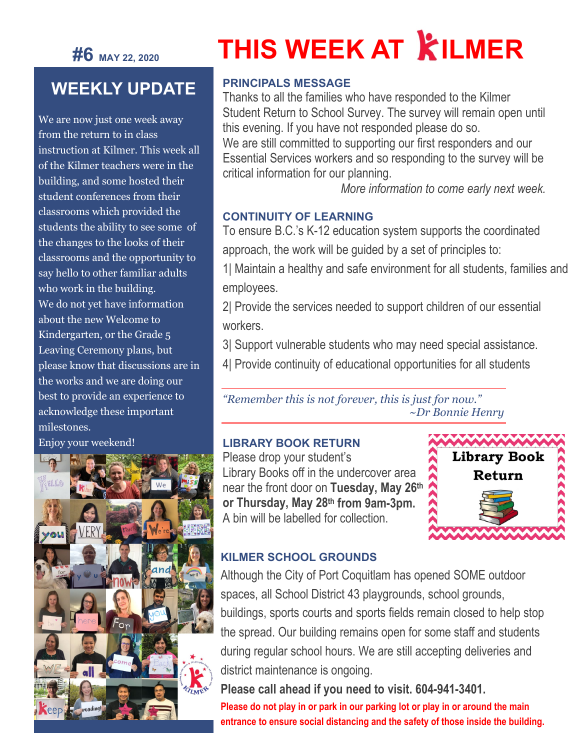# THIS WEEK AT KILMER

**#6** MAY 22, 2020

## WEEKLY UPDATE

We are now just one week away from the return to in class instruction at Kilmer. This week all of the Kilmer teachers were in the building, and some hosted their student conferences from their classrooms which provided the students the ability to see some of the changes to the looks of their classrooms and the opportunity to say hello to other familiar adults who work in the building.

We do not yet have information about the new Welcome to Kindergarten, or the Grade 5 Leaving Ceremony plans, but please know that discussions are in the works and we are doing our best to provide an experience to acknowledge these important milestones.

Enjoy your weekend!

### PRINCIPALS MESSAGE

Thanks to all the families who have responded to the Kilmer Student Return to School Survey. The survey will remain open until this evening. If you have not responded please do so.

We are still committed to supporting our first responders and our Essential Services workers and so responding to the survey will be critical information for our planning.

*More information to come early next week.*

### CONTINUITY OF LEARNING

To ensure B.C.'s K-12 education system supports the coordinated approach, the work will be guided by a set of principles to:

1| Maintain a healthy and safe environment for all students, families and employees.

2| Provide the services needed to support children of our essential workers.

3| Support vulnerable students who may need special assistance.

4| Provide continuity of educational opportunities for all students

*"Remember this is not forever, this is just for now."*
*~Dr Bonnie Henry*

### LIBRARY BOOK RETURN

Please drop your student's Library Books off in the undercover area near the front door on **Tuesday, May 26th or Thursday, May 28th from 9am-3pm.** A bin will be labelled for collection.

Library Book Return

### KILMER SCHOOL GROUNDS

Although the City of Port Coquitlam has opened SOME outdoor spaces, all School District 43 playgrounds, school grounds, buildings, sports courts and sports fields remain closed to help stop the spread. Our building remains open for some staff and students during regular school hours. We are still accepting deliveries and district maintenance is ongoing.

**Please call ahead if you need to visit. 604-941-3401.**

**Please do not play in or park in our parking lot or play in or around the main entrance to ensure social distancing and the safety of those inside the building.**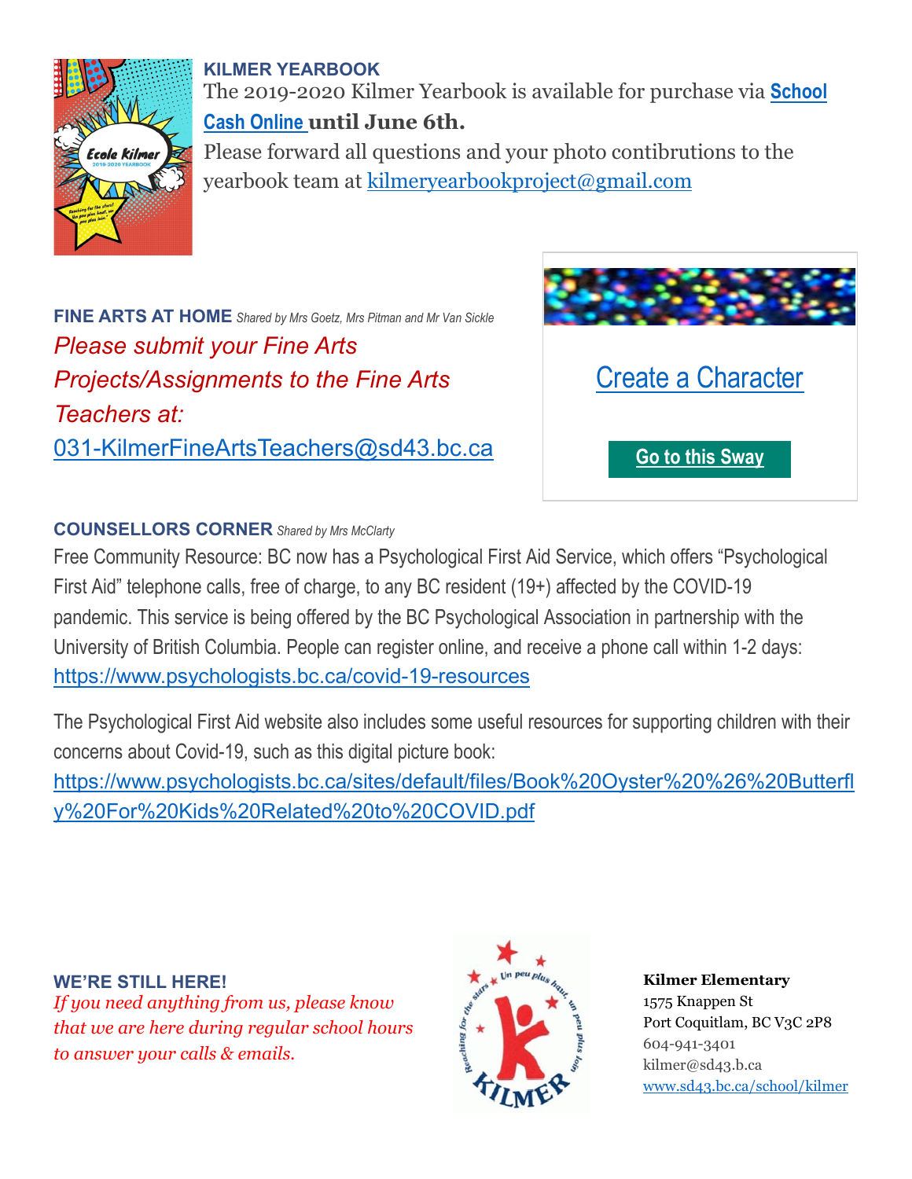### KILMER YEARBOOK

The 2019-2020 Kilmer Yearbook is available for purchase via **School Cash Online until June 6th.**

Please forward all questions and your photo contibrutions to the yearbook team at kilmeryearbookproject@gmail.com

### FINE ARTS AT HOME *Shared by Mrs Goetz, Mrs Pitman and Mr Van Sickle*

*Please submit your Fine Arts Projects/Assignments to the Fine Arts Teachers at:*

031-KilmerFineArtsTeachers@sd43.bc.ca

Create a Character

Go to this Sway

### COUNSELLORS CORNER *Shared by Mrs McClarty*

Free Community Resource: BC now has a Psychological First Aid Service, which offers "Psychological First Aid" telephone calls, free of charge, to any BC resident (19+) affected by the COVID-19 pandemic. This service is being offered by the BC Psychological Association in partnership with the University of British Columbia. People can register online, and receive a phone call within 1-2 days: https://www.psychologists.bc.ca/covid-19-resources

The Psychological First Aid website also includes some useful resources for supporting children with their concerns about Covid-19, such as this digital picture book: https://www.psychologists.bc.ca/sites/default/files/Book%20Oyster%20%26%20Butterfly%20For%20Kids%20Related%20to%20COVID.pdf

### WE'RE STILL HERE!

*If you need anything from us, please know that we are here during regular school hours to answer your calls & emails.*

**Kilmer Elementary**
1575 Knappen St
Port Coquitlam, BC V3C 2P8
604-941-3401
kilmer@sd43.b.ca
www.sd43.bc.ca/school/kilmer